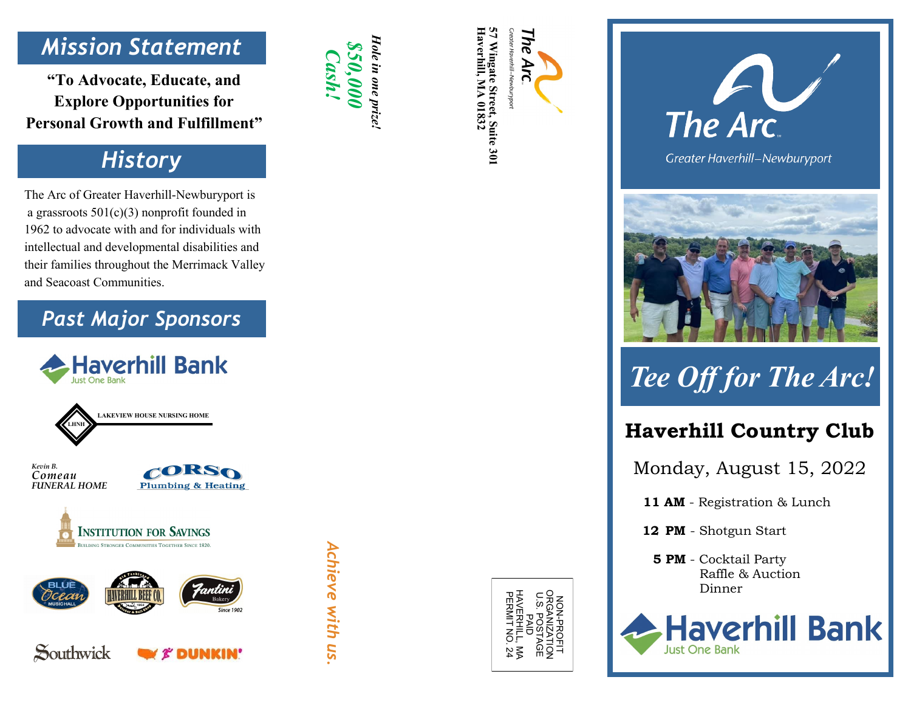## Mission Statement

**"To Advocate, Educate, and Explore Opportunities for Personal Growth and Fulfillment"**

## History

The Arc of Greater Haverhill-Newburyport is a grassroots 501(c)(3) nonprofit founded in 1962 to advocate with and for individuals with intellectual and developmental disabilities and their families throughout the Merrimack Valley and Seacoast Communities.

## Past Major Sponsors

Haverhill Bank — Just One Bank

LAKEVIEW HOUSE NURSING HOME (LHNH)

Kevin B. Comeau FUNERAL HOME

CORSO Plumbing & Heating

INSTITUTION FOR SAVINGS — Building Stronger Communities Together Since 1820.

Blue Ocean Music Hall

Haverhill Beef Co.

Fantini Bakery — Since 1902

Southwick

Dunkin'

*Hole in one prize!*

***$50,000 Cash!***

*Achieve with us.*

The Arc — Greater Haverhill–Newburyport

**57 Wingate Street, Suite 301**
**Haverhill, MA 01832**

NON-PROFIT ORGANIZATION
U.S. POSTAGE
PAID
HAVERHILL, MA
PERMIT NO. 24

# The Arc

Greater Haverhill–Newburyport

# *Tee Off for The Arc!*

## Haverhill Country Club

Monday, August 15, 2022

**11 AM** - Registration & Lunch

**12 PM** - Shotgun Start

**5 PM** - Cocktail Party
Raffle & Auction
Dinner

Haverhill Bank — Just One Bank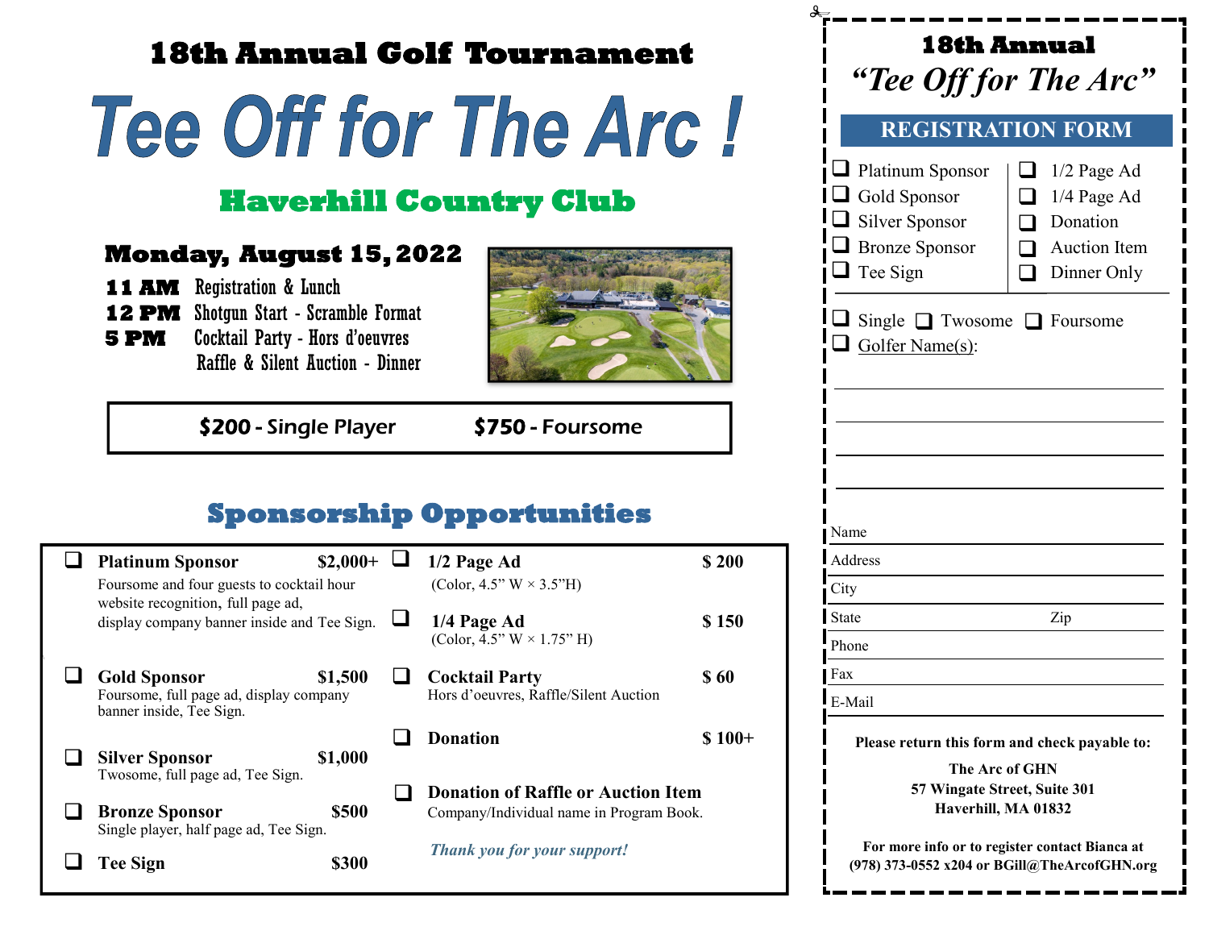# 18th Annual Golf Tournament

# Tee Off for The Arc !

## Haverhill Country Club

### Monday, August 15, 2022

**11 AM** Registration & Lunch
**12 PM** Shotgun Start - Scramble Format
**5 PM** Cocktail Party - Hors d'oeuvres
Raffle & Silent Auction - Dinner

**$200** - Single Player **$750** - Foursome

## Sponsorship Opportunities

- ❑ **Platinum Sponsor** **$2,000+**
  Foursome and four guests to cocktail hour website recognition, full page ad, display company banner inside and Tee Sign.
- ❑ **Gold Sponsor** **$1,500**
  Foursome, full page ad, display company banner inside, Tee Sign.
- ❑ **Silver Sponsor** **$1,000**
  Twosome, full page ad, Tee Sign.
- ❑ **Bronze Sponsor** **$500**
  Single player, half page ad, Tee Sign.
- ❑ **Tee Sign** **$300**
- ❑ **1/2 Page Ad** **$ 200**
  (Color, 4.5" W × 3.5"H)
- ❑ **1/4 Page Ad** **$ 150**
  (Color, 4.5" W × 1.75" H)
- ❑ **Cocktail Party** **$ 60**
  Hors d'oeuvres, Raffle/Silent Auction
- ❑ **Donation** **$ 100+**
- ❑ **Donation of Raffle or Auction Item**
  Company/Individual name in Program Book.

*Thank you for your support!*

---

## 18th Annual "Tee Off for The Arc"

### REGISTRATION FORM

| | |
|---|---|
| ❑ Platinum Sponsor | ❑ 1/2 Page Ad |
| ❑ Gold Sponsor | ❑ 1/4 Page Ad |
| ❑ Silver Sponsor | ❑ Donation |
| ❑ Bronze Sponsor | ❑ Auction Item |
| ❑ Tee Sign | ❑ Dinner Only |

❑ Single ❑ Twosome ❑ Foursome
❑ Golfer Name(s):

Name
Address
City
State Zip
Phone
Fax
E-Mail

**Please return this form and check payable to:**

**The Arc of GHN**
**57 Wingate Street, Suite 301**
**Haverhill, MA 01832**

**For more info or to register contact Bianca at (978) 373-0552 x204 or BGill@TheArcofGHN.org**